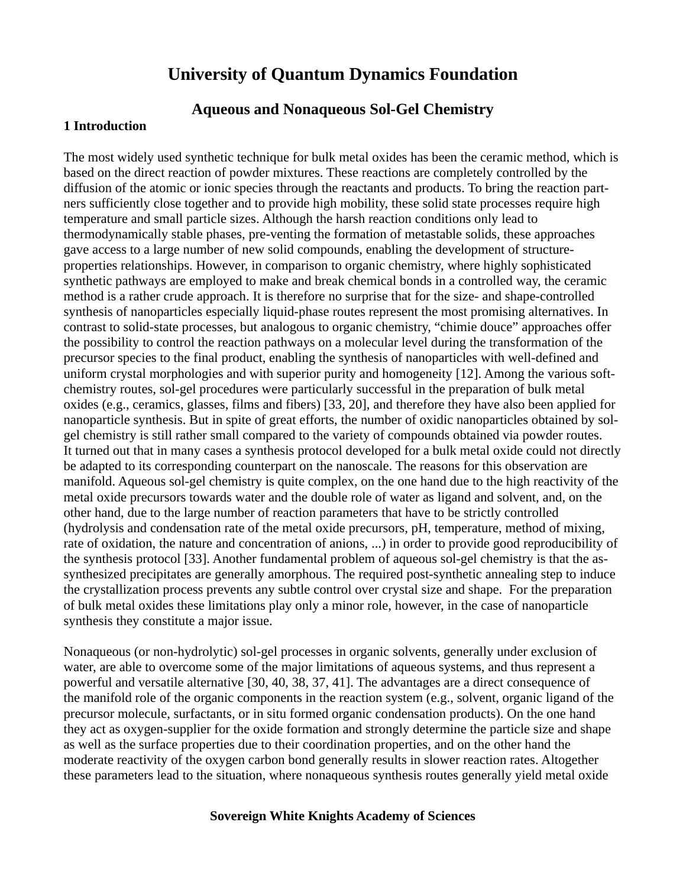# University of Quantum Dynamics Foundation

## Aqueous and Nonaqueous Sol-Gel Chemistry

### 1 Introduction

The most widely used synthetic technique for bulk metal oxides has been the ceramic method, which is based on the direct reaction of powder mixtures. These reactions are completely controlled by the diffusion of the atomic or ionic species through the reactants and products. To bring the reaction part-ners sufficiently close together and to provide high mobility, these solid state processes require high temperature and small particle sizes. Although the harsh reaction conditions only lead to thermodynamically stable phases, pre-venting the formation of metastable solids, these approaches gave access to a large number of new solid compounds, enabling the development of structure-properties relationships. However, in comparison to organic chemistry, where highly sophisticated synthetic pathways are employed to make and break chemical bonds in a controlled way, the ceramic method is a rather crude approach. It is therefore no surprise that for the size- and shape-controlled synthesis of nanoparticles especially liquid-phase routes represent the most promising alternatives. In contrast to solid-state processes, but analogous to organic chemistry, “chimie douce” approaches offer the possibility to control the reaction pathways on a molecular level during the transformation of the precursor species to the final product, enabling the synthesis of nanoparticles with well-defined and uniform crystal morphologies and with superior purity and homogeneity [12]. Among the various soft-chemistry routes, sol-gel procedures were particularly successful in the preparation of bulk metal oxides (e.g., ceramics, glasses, films and fibers) [33, 20], and therefore they have also been applied for nanoparticle synthesis. But in spite of great efforts, the number of oxidic nanoparticles obtained by sol-gel chemistry is still rather small compared to the variety of compounds obtained via powder routes. It turned out that in many cases a synthesis protocol developed for a bulk metal oxide could not directly be adapted to its corresponding counterpart on the nanoscale. The reasons for this observation are manifold. Aqueous sol-gel chemistry is quite complex, on the one hand due to the high reactivity of the metal oxide precursors towards water and the double role of water as ligand and solvent, and, on the other hand, due to the large number of reaction parameters that have to be strictly controlled (hydrolysis and condensation rate of the metal oxide precursors, pH, temperature, method of mixing, rate of oxidation, the nature and concentration of anions, ...) in order to provide good reproducibility of the synthesis protocol [33]. Another fundamental problem of aqueous sol-gel chemistry is that the as-synthesized precipitates are generally amorphous. The required post-synthetic annealing step to induce the crystallization process prevents any subtle control over crystal size and shape. For the preparation of bulk metal oxides these limitations play only a minor role, however, in the case of nanoparticle synthesis they constitute a major issue.

Nonaqueous (or non-hydrolytic) sol-gel processes in organic solvents, generally under exclusion of water, are able to overcome some of the major limitations of aqueous systems, and thus represent a powerful and versatile alternative [30, 40, 38, 37, 41]. The advantages are a direct consequence of the manifold role of the organic components in the reaction system (e.g., solvent, organic ligand of the precursor molecule, surfactants, or in situ formed organic condensation products). On the one hand they act as oxygen-supplier for the oxide formation and strongly determine the particle size and shape as well as the surface properties due to their coordination properties, and on the other hand the moderate reactivity of the oxygen carbon bond generally results in slower reaction rates. Altogether these parameters lead to the situation, where nonaqueous synthesis routes generally yield metal oxide

**Sovereign White Knights Academy of Sciences**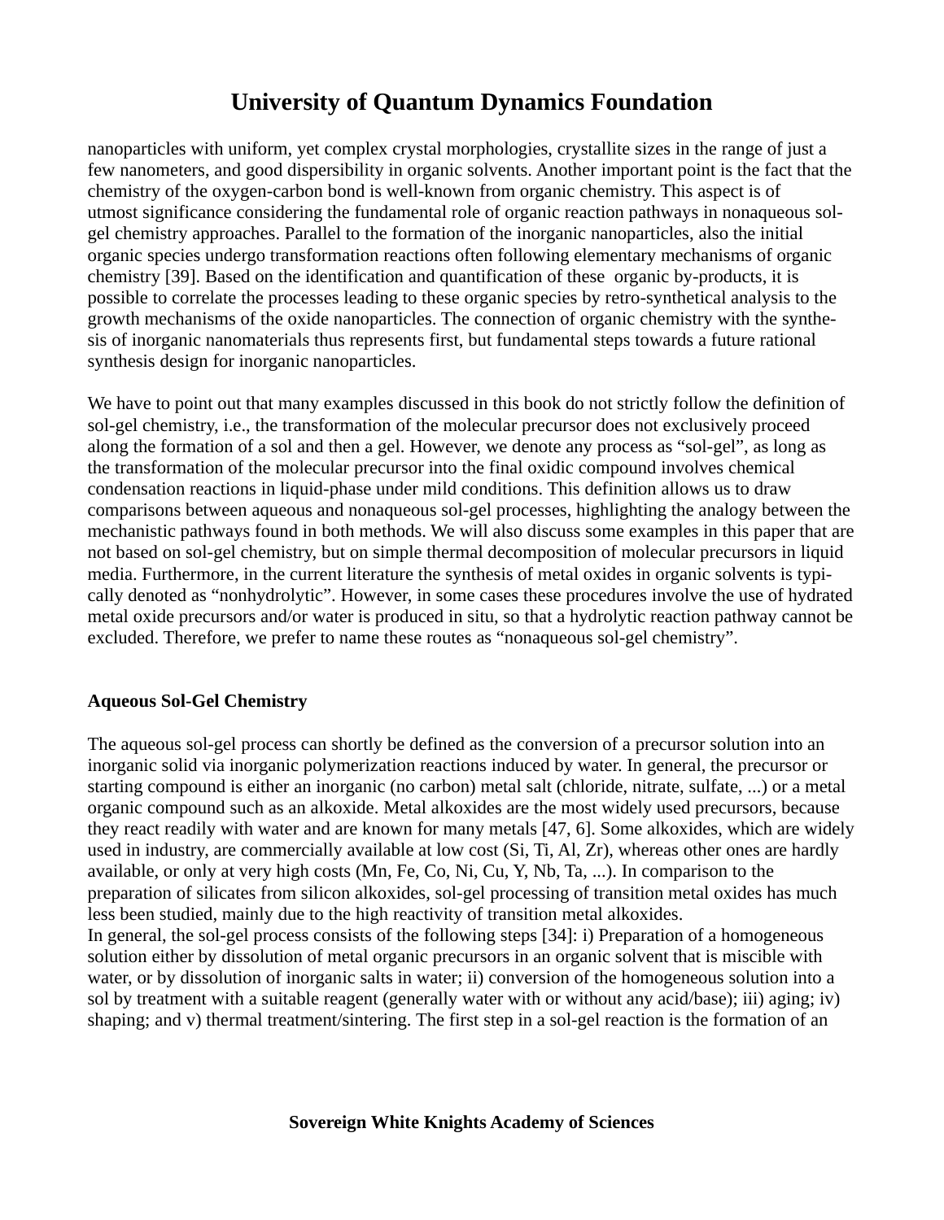nanoparticles with uniform, yet complex crystal morphologies, crystallite sizes in the range of just a few nanometers, and good dispersibility in organic solvents. Another important point is the fact that the chemistry of the oxygen-carbon bond is well-known from organic chemistry. This aspect is of utmost significance considering the fundamental role of organic reaction pathways in nonaqueous sol-gel chemistry approaches. Parallel to the formation of the inorganic nanoparticles, also the initial organic species undergo transformation reactions often following elementary mechanisms of organic chemistry [39]. Based on the identification and quantification of these organic by-products, it is possible to correlate the processes leading to these organic species by retro-synthetical analysis to the growth mechanisms of the oxide nanoparticles. The connection of organic chemistry with the synthesis of inorganic nanomaterials thus represents first, but fundamental steps towards a future rational synthesis design for inorganic nanoparticles.

We have to point out that many examples discussed in this book do not strictly follow the definition of sol-gel chemistry, i.e., the transformation of the molecular precursor does not exclusively proceed along the formation of a sol and then a gel. However, we denote any process as "sol-gel", as long as the transformation of the molecular precursor into the final oxidic compound involves chemical condensation reactions in liquid-phase under mild conditions. This definition allows us to draw comparisons between aqueous and nonaqueous sol-gel processes, highlighting the analogy between the mechanistic pathways found in both methods. We will also discuss some examples in this paper that are not based on sol-gel chemistry, but on simple thermal decomposition of molecular precursors in liquid media. Furthermore, in the current literature the synthesis of metal oxides in organic solvents is typically denoted as "nonhydrolytic". However, in some cases these procedures involve the use of hydrated metal oxide precursors and/or water is produced in situ, so that a hydrolytic reaction pathway cannot be excluded. Therefore, we prefer to name these routes as "nonaqueous sol-gel chemistry".

### Aqueous Sol-Gel Chemistry

The aqueous sol-gel process can shortly be defined as the conversion of a precursor solution into an inorganic solid via inorganic polymerization reactions induced by water. In general, the precursor or starting compound is either an inorganic (no carbon) metal salt (chloride, nitrate, sulfate, ...) or a metal organic compound such as an alkoxide. Metal alkoxides are the most widely used precursors, because they react readily with water and are known for many metals [47, 6]. Some alkoxides, which are widely used in industry, are commercially available at low cost (Si, Ti, Al, Zr), whereas other ones are hardly available, or only at very high costs (Mn, Fe, Co, Ni, Cu, Y, Nb, Ta, ...). In comparison to the preparation of silicates from silicon alkoxides, sol-gel processing of transition metal oxides has much less been studied, mainly due to the high reactivity of transition metal alkoxides.
In general, the sol-gel process consists of the following steps [34]: i) Preparation of a homogeneous solution either by dissolution of metal organic precursors in an organic solvent that is miscible with water, or by dissolution of inorganic salts in water; ii) conversion of the homogeneous solution into a sol by treatment with a suitable reagent (generally water with or without any acid/base); iii) aging; iv) shaping; and v) thermal treatment/sintering. The first step in a sol-gel reaction is the formation of an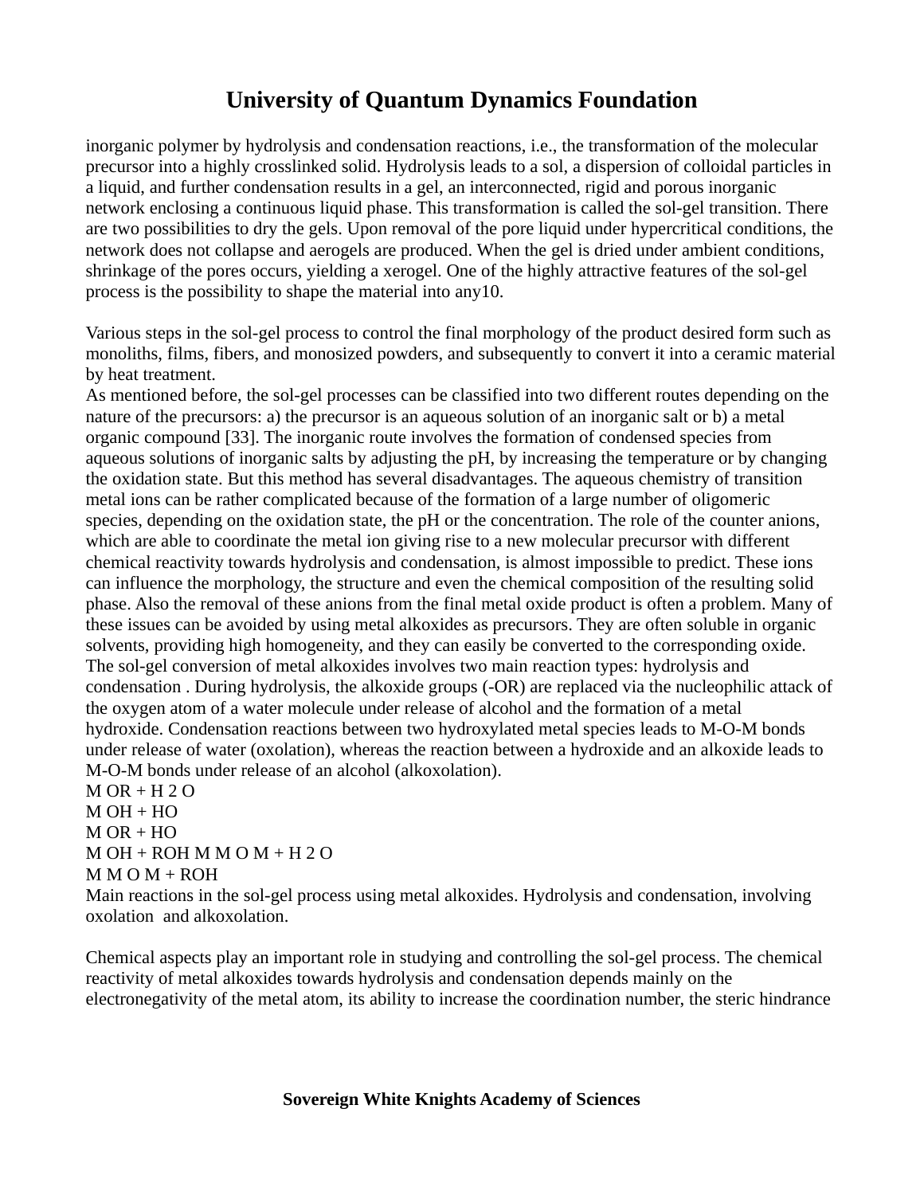inorganic polymer by hydrolysis and condensation reactions, i.e., the transformation of the molecular precursor into a highly crosslinked solid. Hydrolysis leads to a sol, a dispersion of colloidal particles in a liquid, and further condensation results in a gel, an interconnected, rigid and porous inorganic network enclosing a continuous liquid phase. This transformation is called the sol-gel transition. There are two possibilities to dry the gels. Upon removal of the pore liquid under hypercritical conditions, the network does not collapse and aerogels are produced. When the gel is dried under ambient conditions, shrinkage of the pores occurs, yielding a xerogel. One of the highly attractive features of the sol-gel process is the possibility to shape the material into any10.

Various steps in the sol-gel process to control the final morphology of the product desired form such as monoliths, films, fibers, and monosized powders, and subsequently to convert it into a ceramic material by heat treatment.
As mentioned before, the sol-gel processes can be classified into two different routes depending on the nature of the precursors: a) the precursor is an aqueous solution of an inorganic salt or b) a metal organic compound [33]. The inorganic route involves the formation of condensed species from aqueous solutions of inorganic salts by adjusting the pH, by increasing the temperature or by changing the oxidation state. But this method has several disadvantages. The aqueous chemistry of transition metal ions can be rather complicated because of the formation of a large number of oligomeric species, depending on the oxidation state, the pH or the concentration. The role of the counter anions, which are able to coordinate the metal ion giving rise to a new molecular precursor with different chemical reactivity towards hydrolysis and condensation, is almost impossible to predict. These ions can influence the morphology, the structure and even the chemical composition of the resulting solid phase. Also the removal of these anions from the final metal oxide product is often a problem. Many of these issues can be avoided by using metal alkoxides as precursors. They are often soluble in organic solvents, providing high homogeneity, and they can easily be converted to the corresponding oxide.
The sol-gel conversion of metal alkoxides involves two main reaction types: hydrolysis and condensation . During hydrolysis, the alkoxide groups (-OR) are replaced via the nucleophilic attack of the oxygen atom of a water molecule under release of alcohol and the formation of a metal hydroxide. Condensation reactions between two hydroxylated metal species leads to M-O-M bonds under release of water (oxolation), whereas the reaction between a hydroxide and an alkoxide leads to M-O-M bonds under release of an alcohol (alkoxolation).
M OR + H 2 O
M OH + HO
M OR + HO
M OH + ROH M M O M + H 2 O
M M O M + ROH
Main reactions in the sol-gel process using metal alkoxides. Hydrolysis and condensation, involving oxolation and alkoxolation.

Chemical aspects play an important role in studying and controlling the sol-gel process. The chemical reactivity of metal alkoxides towards hydrolysis and condensation depends mainly on the electronegativity of the metal atom, its ability to increase the coordination number, the steric hindrance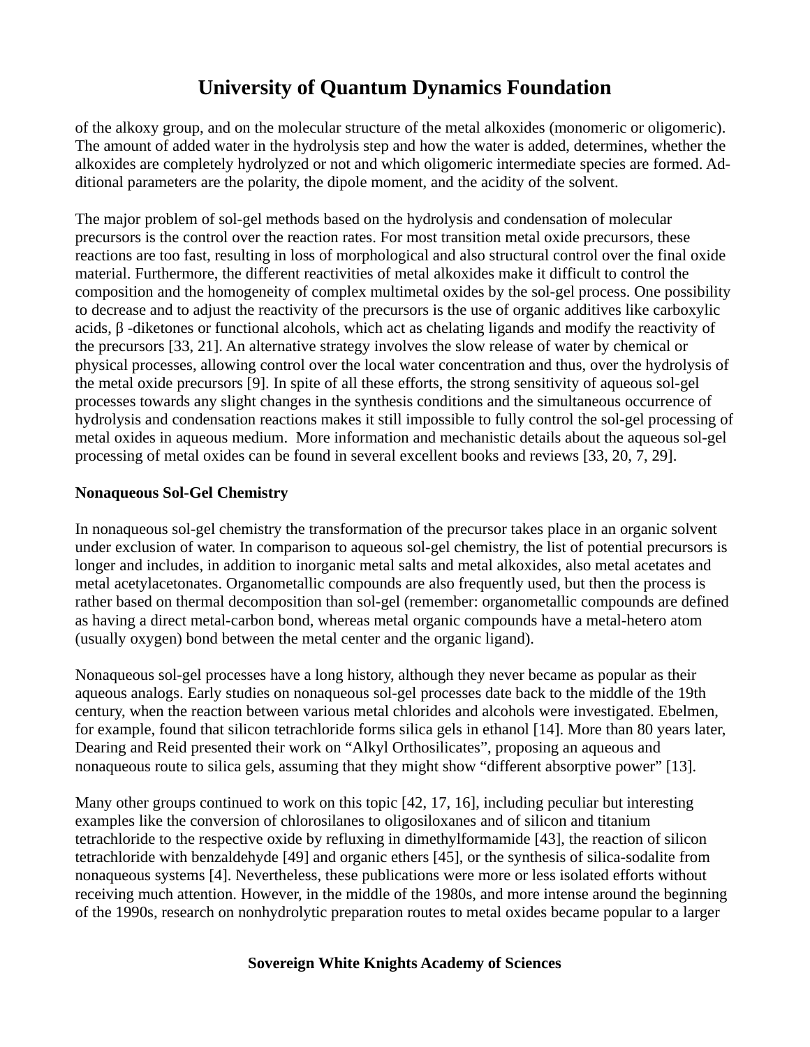of the alkoxy group, and on the molecular structure of the metal alkoxides (monomeric or oligomeric). The amount of added water in the hydrolysis step and how the water is added, determines, whether the alkoxides are completely hydrolyzed or not and which oligomeric intermediate species are formed. Additional parameters are the polarity, the dipole moment, and the acidity of the solvent.

The major problem of sol-gel methods based on the hydrolysis and condensation of molecular precursors is the control over the reaction rates. For most transition metal oxide precursors, these reactions are too fast, resulting in loss of morphological and also structural control over the final oxide material. Furthermore, the different reactivities of metal alkoxides make it difficult to control the composition and the homogeneity of complex multimetal oxides by the sol-gel process. One possibility to decrease and to adjust the reactivity of the precursors is the use of organic additives like carboxylic acids, β -diketones or functional alcohols, which act as chelating ligands and modify the reactivity of the precursors [33, 21]. An alternative strategy involves the slow release of water by chemical or physical processes, allowing control over the local water concentration and thus, over the hydrolysis of the metal oxide precursors [9]. In spite of all these efforts, the strong sensitivity of aqueous sol-gel processes towards any slight changes in the synthesis conditions and the simultaneous occurrence of hydrolysis and condensation reactions makes it still impossible to fully control the sol-gel processing of metal oxides in aqueous medium. More information and mechanistic details about the aqueous sol-gel processing of metal oxides can be found in several excellent books and reviews [33, 20, 7, 29].

**Nonaqueous Sol-Gel Chemistry**

In nonaqueous sol-gel chemistry the transformation of the precursor takes place in an organic solvent under exclusion of water. In comparison to aqueous sol-gel chemistry, the list of potential precursors is longer and includes, in addition to inorganic metal salts and metal alkoxides, also metal acetates and metal acetylacetonates. Organometallic compounds are also frequently used, but then the process is rather based on thermal decomposition than sol-gel (remember: organometallic compounds are defined as having a direct metal-carbon bond, whereas metal organic compounds have a metal-hetero atom (usually oxygen) bond between the metal center and the organic ligand).

Nonaqueous sol-gel processes have a long history, although they never became as popular as their aqueous analogs. Early studies on nonaqueous sol-gel processes date back to the middle of the 19th century, when the reaction between various metal chlorides and alcohols were investigated. Ebelmen, for example, found that silicon tetrachloride forms silica gels in ethanol [14]. More than 80 years later, Dearing and Reid presented their work on "Alkyl Orthosilicates", proposing an aqueous and nonaqueous route to silica gels, assuming that they might show "different absorptive power" [13].

Many other groups continued to work on this topic [42, 17, 16], including peculiar but interesting examples like the conversion of chlorosilanes to oligosiloxanes and of silicon and titanium tetrachloride to the respective oxide by refluxing in dimethylformamide [43], the reaction of silicon tetrachloride with benzaldehyde [49] and organic ethers [45], or the synthesis of silica-sodalite from nonaqueous systems [4]. Nevertheless, these publications were more or less isolated efforts without receiving much attention. However, in the middle of the 1980s, and more intense around the beginning of the 1990s, research on nonhydrolytic preparation routes to metal oxides became popular to a larger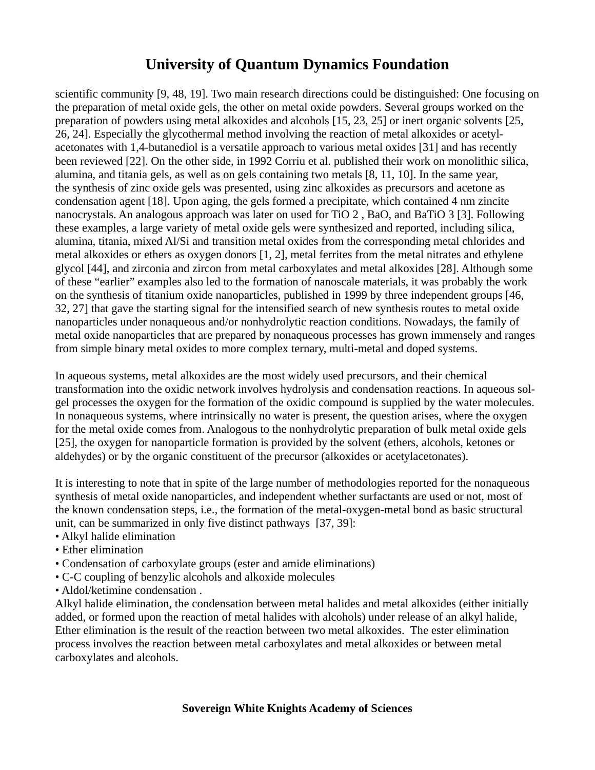scientific community [9, 48, 19]. Two main research directions could be distinguished: One focusing on the preparation of metal oxide gels, the other on metal oxide powders. Several groups worked on the preparation of powders using metal alkoxides and alcohols [15, 23, 25] or inert organic solvents [25, 26, 24]. Especially the glycothermal method involving the reaction of metal alkoxides or acetylacetonates with 1,4-butanediol is a versatile approach to various metal oxides [31] and has recently been reviewed [22]. On the other side, in 1992 Corriu et al. published their work on monolithic silica, alumina, and titania gels, as well as on gels containing two metals [8, 11, 10]. In the same year, the synthesis of zinc oxide gels was presented, using zinc alkoxides as precursors and acetone as condensation agent [18]. Upon aging, the gels formed a precipitate, which contained 4 nm zincite nanocrystals. An analogous approach was later on used for $TiO_2$, BaO, and $BaTiO_3$ [3]. Following these examples, a large variety of metal oxide gels were synthesized and reported, including silica, alumina, titania, mixed Al/Si and transition metal oxides from the corresponding metal chlorides and metal alkoxides or ethers as oxygen donors [1, 2], metal ferrites from the metal nitrates and ethylene glycol [44], and zirconia and zircon from metal carboxylates and metal alkoxides [28]. Although some of these “earlier” examples also led to the formation of nanoscale materials, it was probably the work on the synthesis of titanium oxide nanoparticles, published in 1999 by three independent groups [46, 32, 27] that gave the starting signal for the intensified search of new synthesis routes to metal oxide nanoparticles under nonaqueous and/or nonhydrolytic reaction conditions. Nowadays, the family of metal oxide nanoparticles that are prepared by nonaqueous processes has grown immensely and ranges from simple binary metal oxides to more complex ternary, multi-metal and doped systems.

In aqueous systems, metal alkoxides are the most widely used precursors, and their chemical transformation into the oxidic network involves hydrolysis and condensation reactions. In aqueous sol-gel processes the oxygen for the formation of the oxidic compound is supplied by the water molecules. In nonaqueous systems, where intrinsically no water is present, the question arises, where the oxygen for the metal oxide comes from. Analogous to the nonhydrolytic preparation of bulk metal oxide gels [25], the oxygen for nanoparticle formation is provided by the solvent (ethers, alcohols, ketones or aldehydes) or by the organic constituent of the precursor (alkoxides or acetylacetonates).

It is interesting to note that in spite of the large number of methodologies reported for the nonaqueous synthesis of metal oxide nanoparticles, and independent whether surfactants are used or not, most of the known condensation steps, i.e., the formation of the metal-oxygen-metal bond as basic structural unit, can be summarized in only five distinct pathways [37, 39]:

- Alkyl halide elimination
- Ether elimination
- Condensation of carboxylate groups (ester and amide eliminations)
- C-C coupling of benzylic alcohols and alkoxide molecules
- Aldol/ketimine condensation .

Alkyl halide elimination, the condensation between metal halides and metal alkoxides (either initially added, or formed upon the reaction of metal halides with alcohols) under release of an alkyl halide, Ether elimination is the result of the reaction between two metal alkoxides. The ester elimination process involves the reaction between metal carboxylates and metal alkoxides or between metal carboxylates and alcohols.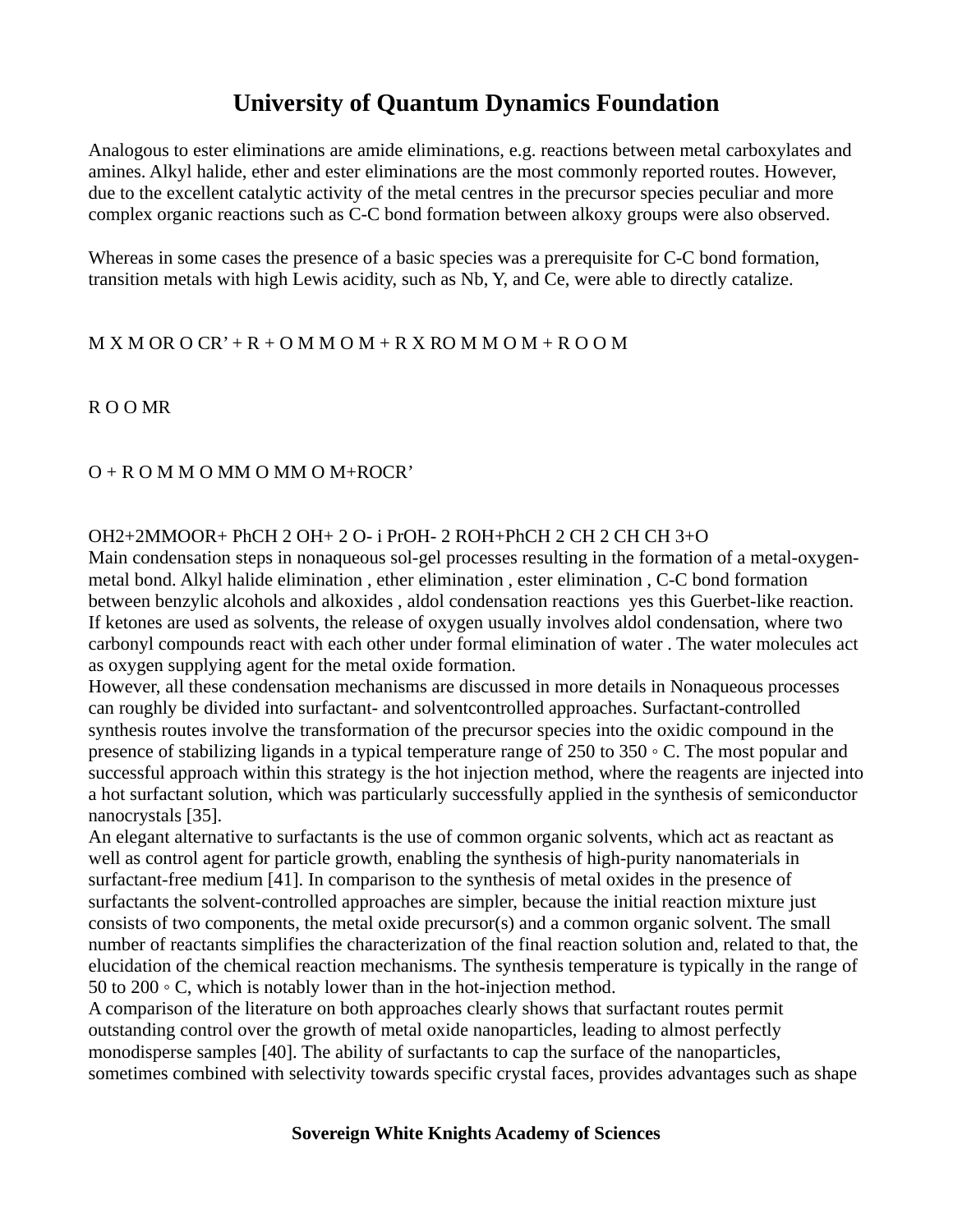# University of Quantum Dynamics Foundation

Analogous to ester eliminations are amide eliminations, e.g. reactions between metal carboxylates and amines. Alkyl halide, ether and ester eliminations are the most commonly reported routes. However, due to the excellent catalytic activity of the metal centres in the precursor species peculiar and more complex organic reactions such as C-C bond formation between alkoxy groups were also observed.

Whereas in some cases the presence of a basic species was a prerequisite for C-C bond formation, transition metals with high Lewis acidity, such as Nb, Y, and Ce, were able to directly catalize.

M X M OR O CR' + R + O M M O M + R X RO M M O M + R O O M

R O O MR

O + R O M M O MM O MM O M+ROCR'

OH2+2MMOOR+ PhCH 2 OH+ 2 O- i PrOH- 2 ROH+PhCH 2 CH 2 CH CH 3+O

Main condensation steps in nonaqueous sol-gel processes resulting in the formation of a metal-oxygen-metal bond. Alkyl halide elimination , ether elimination , ester elimination , C-C bond formation between benzylic alcohols and alkoxides , aldol condensation reactions yes this Guerbet-like reaction. If ketones are used as solvents, the release of oxygen usually involves aldol condensation, where two carbonyl compounds react with each other under formal elimination of water . The water molecules act as oxygen supplying agent for the metal oxide formation.

However, all these condensation mechanisms are discussed in more details in Nonaqueous processes can roughly be divided into surfactant- and solventcontrolled approaches. Surfactant-controlled synthesis routes involve the transformation of the precursor species into the oxidic compound in the presence of stabilizing ligands in a typical temperature range of 250 to 350 ◦ C. The most popular and successful approach within this strategy is the hot injection method, where the reagents are injected into a hot surfactant solution, which was particularly successfully applied in the synthesis of semiconductor nanocrystals [35].

An elegant alternative to surfactants is the use of common organic solvents, which act as reactant as well as control agent for particle growth, enabling the synthesis of high-purity nanomaterials in surfactant-free medium [41]. In comparison to the synthesis of metal oxides in the presence of surfactants the solvent-controlled approaches are simpler, because the initial reaction mixture just consists of two components, the metal oxide precursor(s) and a common organic solvent. The small number of reactants simplifies the characterization of the final reaction solution and, related to that, the elucidation of the chemical reaction mechanisms. The synthesis temperature is typically in the range of 50 to 200 ◦ C, which is notably lower than in the hot-injection method.

A comparison of the literature on both approaches clearly shows that surfactant routes permit outstanding control over the growth of metal oxide nanoparticles, leading to almost perfectly monodisperse samples [40]. The ability of surfactants to cap the surface of the nanoparticles, sometimes combined with selectivity towards specific crystal faces, provides advantages such as shape

**Sovereign White Knights Academy of Sciences**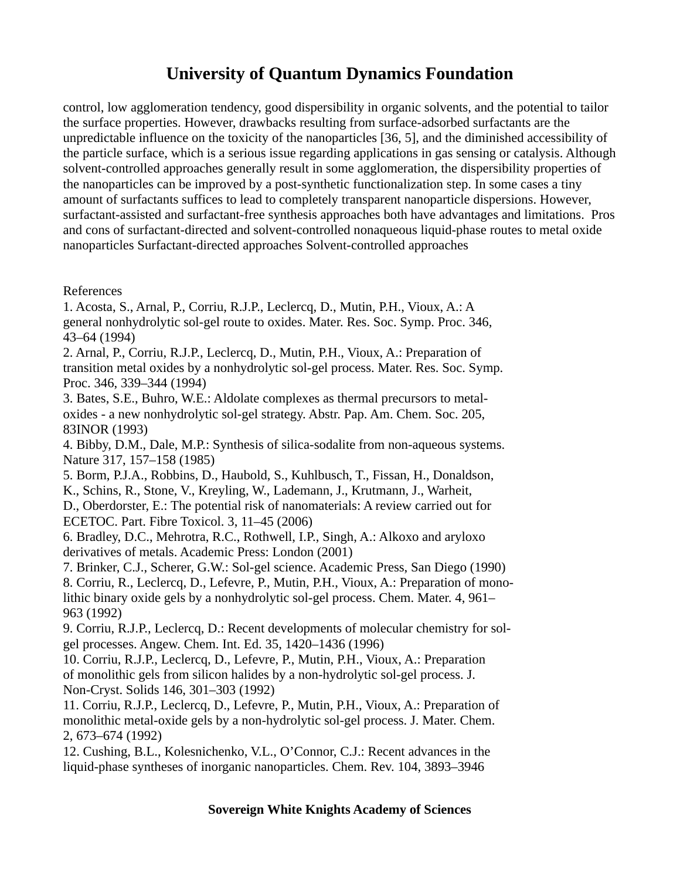control, low agglomeration tendency, good dispersibility in organic solvents, and the potential to tailor the surface properties. However, drawbacks resulting from surface-adsorbed surfactants are the unpredictable influence on the toxicity of the nanoparticles [36, 5], and the diminished accessibility of the particle surface, which is a serious issue regarding applications in gas sensing or catalysis. Although solvent-controlled approaches generally result in some agglomeration, the dispersibility properties of the nanoparticles can be improved by a post-synthetic functionalization step. In some cases a tiny amount of surfactants suffices to lead to completely transparent nanoparticle dispersions. However, surfactant-assisted and surfactant-free synthesis approaches both have advantages and limitations. Pros and cons of surfactant-directed and solvent-controlled nonaqueous liquid-phase routes to metal oxide nanoparticles Surfactant-directed approaches Solvent-controlled approaches

References

1. Acosta, S., Arnal, P., Corriu, R.J.P., Leclercq, D., Mutin, P.H., Vioux, A.: A general nonhydrolytic sol-gel route to oxides. Mater. Res. Soc. Symp. Proc. 346, 43–64 (1994)
2. Arnal, P., Corriu, R.J.P., Leclercq, D., Mutin, P.H., Vioux, A.: Preparation of transition metal oxides by a nonhydrolytic sol-gel process. Mater. Res. Soc. Symp. Proc. 346, 339–344 (1994)
3. Bates, S.E., Buhro, W.E.: Aldolate complexes as thermal precursors to metal-oxides - a new nonhydrolytic sol-gel strategy. Abstr. Pap. Am. Chem. Soc. 205, 83INOR (1993)
4. Bibby, D.M., Dale, M.P.: Synthesis of silica-sodalite from non-aqueous systems. Nature 317, 157–158 (1985)
5. Borm, P.J.A., Robbins, D., Haubold, S., Kuhlbusch, T., Fissan, H., Donaldson, K., Schins, R., Stone, V., Kreyling, W., Lademann, J., Krutmann, J., Warheit, D., Oberdorster, E.: The potential risk of nanomaterials: A review carried out for ECETOC. Part. Fibre Toxicol. 3, 11–45 (2006)
6. Bradley, D.C., Mehrotra, R.C., Rothwell, I.P., Singh, A.: Alkoxo and aryloxo derivatives of metals. Academic Press: London (2001)
7. Brinker, C.J., Scherer, G.W.: Sol-gel science. Academic Press, San Diego (1990)
8. Corriu, R., Leclercq, D., Lefevre, P., Mutin, P.H., Vioux, A.: Preparation of mono-lithic binary oxide gels by a nonhydrolytic sol-gel process. Chem. Mater. 4, 961–963 (1992)
9. Corriu, R.J.P., Leclercq, D.: Recent developments of molecular chemistry for sol-gel processes. Angew. Chem. Int. Ed. 35, 1420–1436 (1996)
10. Corriu, R.J.P., Leclercq, D., Lefevre, P., Mutin, P.H., Vioux, A.: Preparation of monolithic gels from silicon halides by a non-hydrolytic sol-gel process. J. Non-Cryst. Solids 146, 301–303 (1992)
11. Corriu, R.J.P., Leclercq, D., Lefevre, P., Mutin, P.H., Vioux, A.: Preparation of monolithic metal-oxide gels by a non-hydrolytic sol-gel process. J. Mater. Chem. 2, 673–674 (1992)
12. Cushing, B.L., Kolesnichenko, V.L., O'Connor, C.J.: Recent advances in the liquid-phase syntheses of inorganic nanoparticles. Chem. Rev. 104, 3893–3946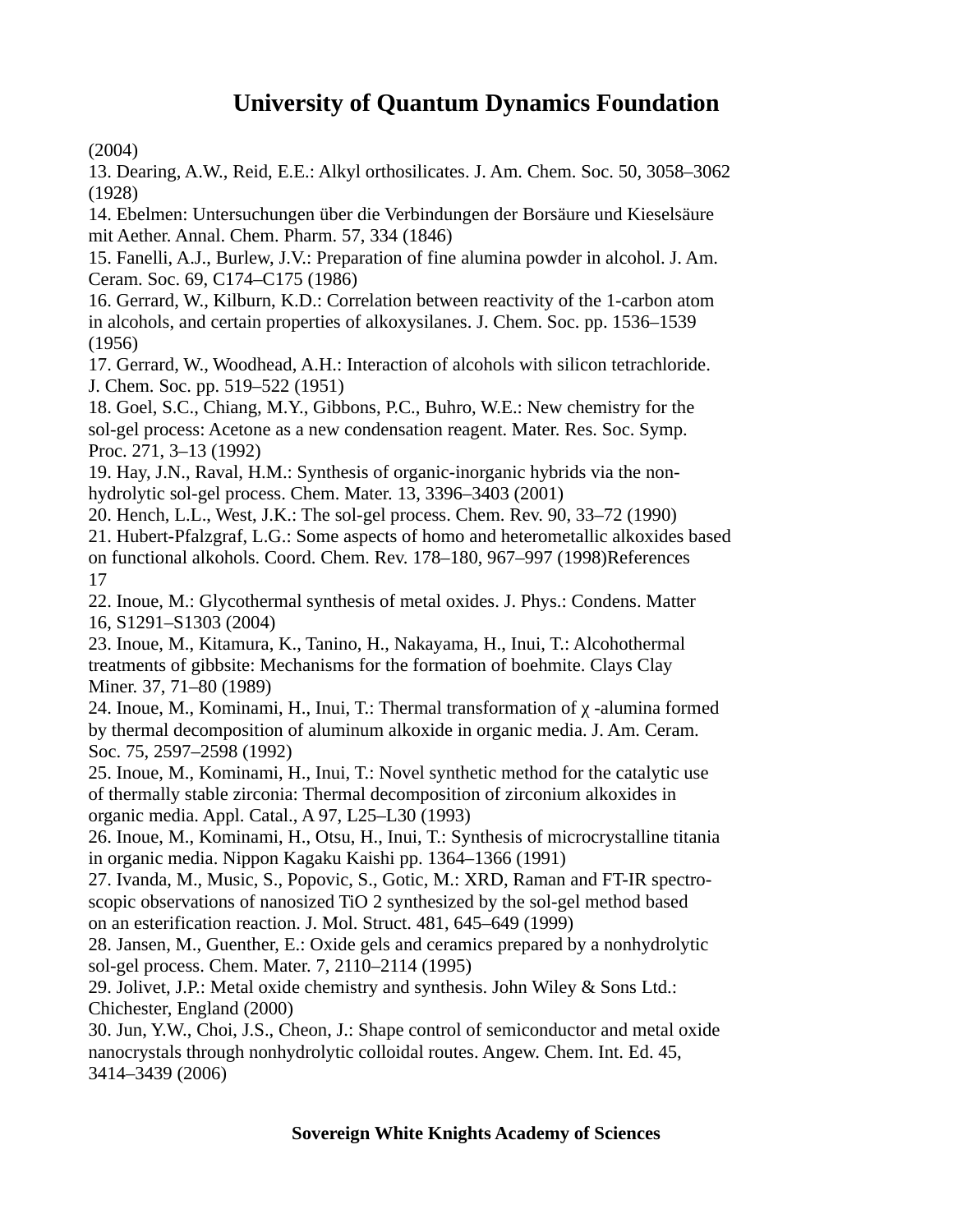(2004)

13. Dearing, A.W., Reid, E.E.: Alkyl orthosilicates. J. Am. Chem. Soc. 50, 3058–3062 (1928)

14. Ebelmen: Untersuchungen über die Verbindungen der Borsäure und Kieselsäure mit Aether. Annal. Chem. Pharm. 57, 334 (1846)

15. Fanelli, A.J., Burlew, J.V.: Preparation of fine alumina powder in alcohol. J. Am. Ceram. Soc. 69, C174–C175 (1986)

16. Gerrard, W., Kilburn, K.D.: Correlation between reactivity of the 1-carbon atom in alcohols, and certain properties of alkoxysilanes. J. Chem. Soc. pp. 1536–1539 (1956)

17. Gerrard, W., Woodhead, A.H.: Interaction of alcohols with silicon tetrachloride. J. Chem. Soc. pp. 519–522 (1951)

18. Goel, S.C., Chiang, M.Y., Gibbons, P.C., Buhro, W.E.: New chemistry for the sol-gel process: Acetone as a new condensation reagent. Mater. Res. Soc. Symp. Proc. 271, 3–13 (1992)

19. Hay, J.N., Raval, H.M.: Synthesis of organic-inorganic hybrids via the non-hydrolytic sol-gel process. Chem. Mater. 13, 3396–3403 (2001)

20. Hench, L.L., West, J.K.: The sol-gel process. Chem. Rev. 90, 33–72 (1990)

21. Hubert-Pfalzgraf, L.G.: Some aspects of homo and heterometallic alkoxides based on functional alkohols. Coord. Chem. Rev. 178–180, 967–997 (1998)

22. Inoue, M.: Glycothermal synthesis of metal oxides. J. Phys.: Condens. Matter 16, S1291–S1303 (2004)

23. Inoue, M., Kitamura, K., Tanino, H., Nakayama, H., Inui, T.: Alcohothermal treatments of gibbsite: Mechanisms for the formation of boehmite. Clays Clay Miner. 37, 71–80 (1989)

24. Inoue, M., Kominami, H., Inui, T.: Thermal transformation of $\chi$ -alumina formed by thermal decomposition of aluminum alkoxide in organic media. J. Am. Ceram. Soc. 75, 2597–2598 (1992)

25. Inoue, M., Kominami, H., Inui, T.: Novel synthetic method for the catalytic use of thermally stable zirconia: Thermal decomposition of zirconium alkoxides in organic media. Appl. Catal., A 97, L25–L30 (1993)

26. Inoue, M., Kominami, H., Otsu, H., Inui, T.: Synthesis of microcrystalline titania in organic media. Nippon Kagaku Kaishi pp. 1364–1366 (1991)

27. Ivanda, M., Music, S., Popovic, S., Gotic, M.: XRD, Raman and FT-IR spectroscopic observations of nanosized $TiO_2$ synthesized by the sol-gel method based on an esterification reaction. J. Mol. Struct. 481, 645–649 (1999)

28. Jansen, M., Guenther, E.: Oxide gels and ceramics prepared by a nonhydrolytic sol-gel process. Chem. Mater. 7, 2110–2114 (1995)

29. Jolivet, J.P.: Metal oxide chemistry and synthesis. John Wiley & Sons Ltd.: Chichester, England (2000)

30. Jun, Y.W., Choi, J.S., Cheon, J.: Shape control of semiconductor and metal oxide nanocrystals through nonhydrolytic colloidal routes. Angew. Chem. Int. Ed. 45, 3414–3439 (2006)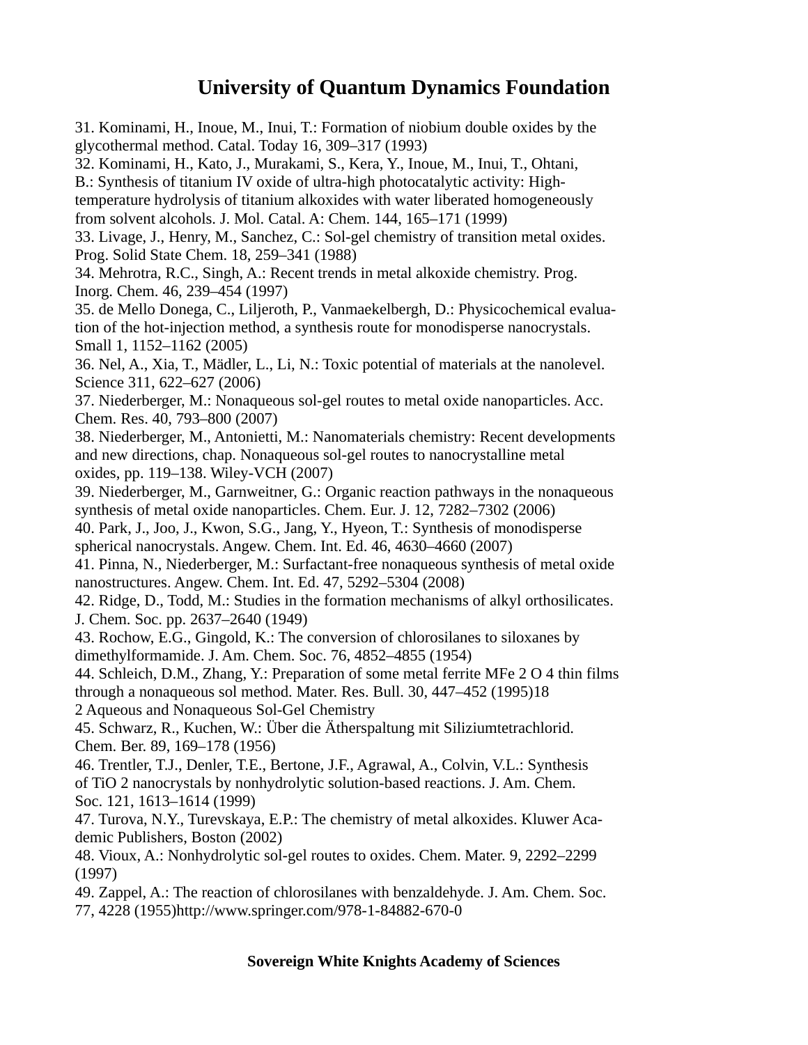31. Kominami, H., Inoue, M., Inui, T.: Formation of niobium double oxides by the glycothermal method. Catal. Today 16, 309–317 (1993)

32. Kominami, H., Kato, J., Murakami, S., Kera, Y., Inoue, M., Inui, T., Ohtani, B.: Synthesis of titanium IV oxide of ultra-high photocatalytic activity: High-temperature hydrolysis of titanium alkoxides with water liberated homogeneously from solvent alcohols. J. Mol. Catal. A: Chem. 144, 165–171 (1999)

33. Livage, J., Henry, M., Sanchez, C.: Sol-gel chemistry of transition metal oxides. Prog. Solid State Chem. 18, 259–341 (1988)

34. Mehrotra, R.C., Singh, A.: Recent trends in metal alkoxide chemistry. Prog. Inorg. Chem. 46, 239–454 (1997)

35. de Mello Donega, C., Liljeroth, P., Vanmaekelbergh, D.: Physicochemical evaluation of the hot-injection method, a synthesis route for monodisperse nanocrystals. Small 1, 1152–1162 (2005)

36. Nel, A., Xia, T., Mädler, L., Li, N.: Toxic potential of materials at the nanolevel. Science 311, 622–627 (2006)

37. Niederberger, M.: Nonaqueous sol-gel routes to metal oxide nanoparticles. Acc. Chem. Res. 40, 793–800 (2007)

38. Niederberger, M., Antonietti, M.: Nanomaterials chemistry: Recent developments and new directions, chap. Nonaqueous sol-gel routes to nanocrystalline metal oxides, pp. 119–138. Wiley-VCH (2007)

39. Niederberger, M., Garnweitner, G.: Organic reaction pathways in the nonaqueous synthesis of metal oxide nanoparticles. Chem. Eur. J. 12, 7282–7302 (2006)

40. Park, J., Joo, J., Kwon, S.G., Jang, Y., Hyeon, T.: Synthesis of monodisperse spherical nanocrystals. Angew. Chem. Int. Ed. 46, 4630–4660 (2007)

41. Pinna, N., Niederberger, M.: Surfactant-free nonaqueous synthesis of metal oxide nanostructures. Angew. Chem. Int. Ed. 47, 5292–5304 (2008)

42. Ridge, D., Todd, M.: Studies in the formation mechanisms of alkyl orthosilicates. J. Chem. Soc. pp. 2637–2640 (1949)

43. Rochow, E.G., Gingold, K.: The conversion of chlorosilanes to siloxanes by dimethylformamide. J. Am. Chem. Soc. 76, 4852–4855 (1954)

44. Schleich, D.M., Zhang, Y.: Preparation of some metal ferrite $MFe_2O_4$ thin films through a nonaqueous sol method. Mater. Res. Bull. 30, 447–452 (1995)

45. Schwarz, R., Kuchen, W.: Über die Ätherspaltung mit Siliziumtetrachlorid. Chem. Ber. 89, 169–178 (1956)

46. Trentler, T.J., Denler, T.E., Bertone, J.F., Agrawal, A., Colvin, V.L.: Synthesis of $TiO_2$ nanocrystals by nonhydrolytic solution-based reactions. J. Am. Chem. Soc. 121, 1613–1614 (1999)

47. Turova, N.Y., Turevskaya, E.P.: The chemistry of metal alkoxides. Kluwer Academic Publishers, Boston (2002)

48. Vioux, A.: Nonhydrolytic sol-gel routes to oxides. Chem. Mater. 9, 2292–2299 (1997)

49. Zappel, A.: The reaction of chlorosilanes with benzaldehyde. J. Am. Chem. Soc. 77, 4228 (1955)

http://www.springer.com/978-1-84882-670-0